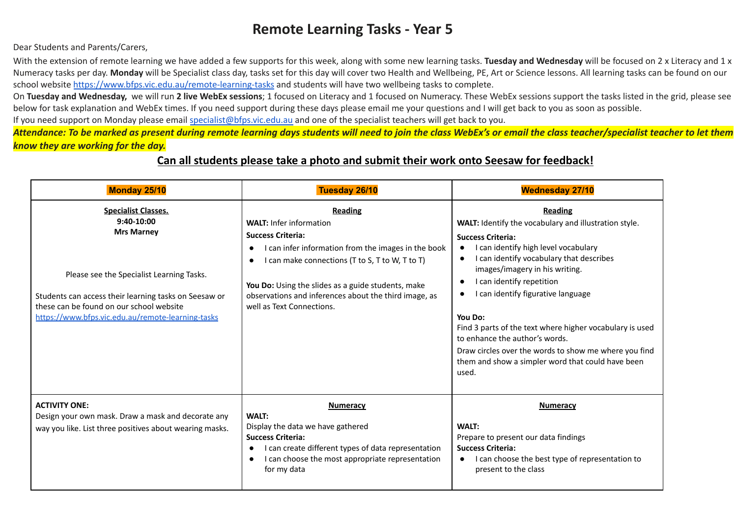# Remote Learning Tasks - Year 5

Dear Students and Parents/Carers,

With the extension of remote learning we have added a few supports for this week, along with some new learning tasks. **Tuesday and Wednesday** will be focused on 2 x Literacy and 1 x Numeracy tasks per day. **Monday** will be Specialist class day, tasks set for this day will cover two Health and Wellbeing, PE, Art or Science lessons. All learning tasks can be found on our school website https://www.bfps.vic.edu.au/remote-learning-tasks and students will have two wellbeing tasks to complete.

On **Tuesday and Wednesday,** we will run **2 live WebEx sessions**; 1 focused on Literacy and 1 focused on Numeracy. These WebEx sessions support the tasks listed in the grid, please see below for task explanation and WebEx times. If you need support during these days please email me your questions and I will get back to you as soon as possible.

If you need support on Monday please email specialist@bfps.vic.edu.au and one of the specialist teachers will get back to you.

***Attendance: To be marked as present during remote learning days students will need to join the class WebEx's or email the class teacher/specialist teacher to let them know they are working for the day.***

## Can all students please take a photo and submit their work onto Seesaw for feedback!

| Monday 25/10 | Tuesday 26/10 | Wednesday 27/10 |
|---|---|---|
| **Specialist Classes.**<br>**9:40-10:00**<br>**Mrs Marney**<br><br>Please see the Specialist Learning Tasks.<br><br>Students can access their learning tasks on Seesaw or these can be found on our school website https://www.bfps.vic.edu.au/remote-learning-tasks | **Reading**<br>**WALT:** Infer information<br>**Success Criteria:**<br>● I can infer information from the images in the book<br>● I can make connections (T to S, T to W, T to T)<br><br>**You Do:** Using the slides as a guide students, make observations and inferences about the third image, as well as Text Connections. | **Reading**<br>**WALT:** Identify the vocabulary and illustration style.<br>**Success Criteria:**<br>● I can identify high level vocabulary<br>● I can identify vocabulary that describes images/imagery in his writing.<br>● I can identify repetition<br>● I can identify figurative language<br><br>**You Do:**<br>Find 3 parts of the text where higher vocabulary is used to enhance the author's words.<br>Draw circles over the words to show me where you find them and show a simpler word that could have been used. |
| **ACTIVITY ONE:**<br>Design your own mask. Draw a mask and decorate any way you like. List three positives about wearing masks. | **Numeracy**<br>**WALT:**<br>Display the data we have gathered<br>**Success Criteria:**<br>● I can create different types of data representation<br>● I can choose the most appropriate representation for my data | **Numeracy**<br><br>**WALT:**<br>Prepare to present our data findings<br>**Success Criteria:**<br>● I can choose the best type of representation to present to the class |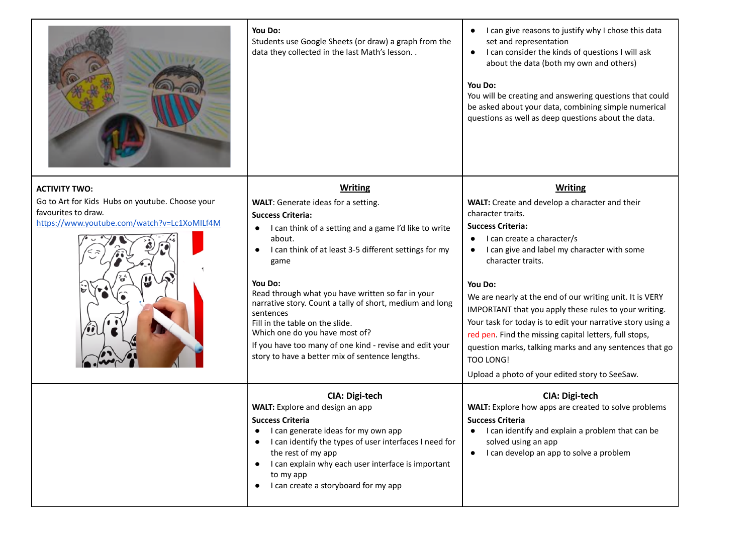| | | |
|---|---|---|
| | **You Do:**<br>Students use Google Sheets (or draw) a graph from the data they collected in the last Math's lesson. . | • I can give reasons to justify why I chose this data set and representation<br>• I can consider the kinds of questions I will ask about the data (both my own and others)<br><br>**You Do:**<br>You will be creating and answering questions that could be asked about your data, combining simple numerical questions as well as deep questions about the data. |
| **ACTIVITY TWO:**<br>Go to Art for Kids Hubs on youtube. Choose your favourites to draw.<br>https://www.youtube.com/watch?v=Lc1XoMILf4M | **Writing**<br>**WALT**: Generate ideas for a setting.<br>**Success Criteria:**<br>• I can think of a setting and a game I'd like to write about.<br>• I can think of at least 3-5 different settings for my game<br><br>**You Do:**<br>Read through what you have written so far in your narrative story. Count a tally of short, medium and long sentences<br>Fill in the table on the slide.<br>Which one do you have most of?<br>If you have too many of one kind - revise and edit your story to have a better mix of sentence lengths. | **Writing**<br>**WALT:** Create and develop a character and their character traits.<br>**Success Criteria:**<br>• I can create a character/s<br>• I can give and label my character with some character traits.<br><br>**You Do:**<br>We are nearly at the end of our writing unit. It is VERY IMPORTANT that you apply these rules to your writing. Your task for today is to edit your narrative story using a red pen. Find the missing capital letters, full stops, question marks, talking marks and any sentences that go TOO LONG!<br>Upload a photo of your edited story to SeeSaw. |
| | **CIA: Digi-tech**<br>**WALT:** Explore and design an app<br>**Success Criteria**<br>• I can generate ideas for my own app<br>• I can identify the types of user interfaces I need for the rest of my app<br>• I can explain why each user interface is important to my app<br>• I can create a storyboard for my app | **CIA: Digi-tech**<br>**WALT:** Explore how apps are created to solve problems<br>**Success Criteria**<br>• I can identify and explain a problem that can be solved using an app<br>• I can develop an app to solve a problem |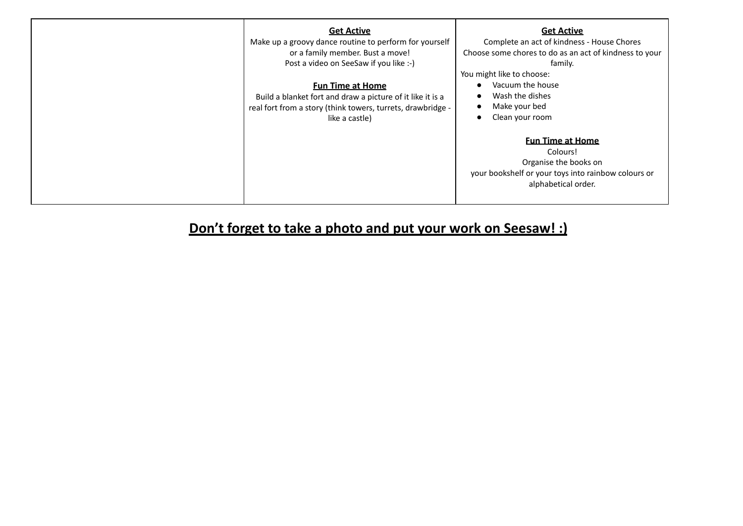| | | |
|---|---|---|
| | **Get Active**<br>Make up a groovy dance routine to perform for yourself or a family member. Bust a move!<br>Post a video on SeeSaw if you like :-)<br><br>**Fun Time at Home**<br>Build a blanket fort and draw a picture of it like it is a real fort from a story (think towers, turrets, drawbridge - like a castle) | **Get Active**<br>Complete an act of kindness - House Chores<br>Choose some chores to do as an act of kindness to your family.<br>You might like to choose:<br>● Vacuum the house<br>● Wash the dishes<br>● Make your bed<br>● Clean your room<br><br>**Fun Time at Home**<br>Colours!<br>Organise the books on your bookshelf or your toys into rainbow colours or alphabetical order. |

## **Don’t forget to take a photo and put your work on Seesaw! :)**